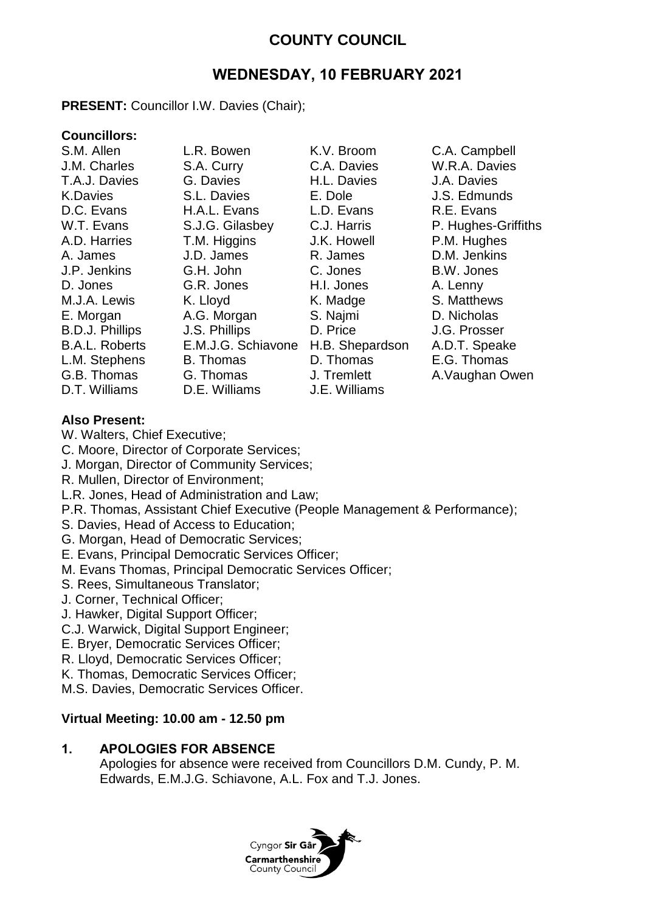# COUNTY COUNCIL

## WEDNESDAY, 10 FEBRUARY 2021

**PRESENT:** Councillor I.W. Davies (Chair);

**Councillors:**

| | | | |
|---|---|---|---|
| S.M. Allen | L.R. Bowen | K.V. Broom | C.A. Campbell |
| J.M. Charles | S.A. Curry | C.A. Davies | W.R.A. Davies |
| T.A.J. Davies | G. Davies | H.L. Davies | J.A. Davies |
| K.Davies | S.L. Davies | E. Dole | J.S. Edmunds |
| D.C. Evans | H.A.L. Evans | L.D. Evans | R.E. Evans |
| W.T. Evans | S.J.G. Gilasbey | C.J. Harris | P. Hughes-Griffiths |
| A.D. Harries | T.M. Higgins | J.K. Howell | P.M. Hughes |
| A. James | J.D. James | R. James | D.M. Jenkins |
| J.P. Jenkins | G.H. John | C. Jones | B.W. Jones |
| D. Jones | G.R. Jones | H.I. Jones | A. Lenny |
| M.J.A. Lewis | K. Lloyd | K. Madge | S. Matthews |
| E. Morgan | A.G. Morgan | S. Najmi | D. Nicholas |
| B.D.J. Phillips | J.S. Phillips | D. Price | J.G. Prosser |
| B.A.L. Roberts | E.M.J.G. Schiavone | H.B. Shepardson | A.D.T. Speake |
| L.M. Stephens | B. Thomas | D. Thomas | E.G. Thomas |
| G.B. Thomas | G. Thomas | J. Tremlett | A.Vaughan Owen |
| D.T. Williams | D.E. Williams | J.E. Williams | |

**Also Present:**

W. Walters, Chief Executive;
C. Moore, Director of Corporate Services;
J. Morgan, Director of Community Services;
R. Mullen, Director of Environment;
L.R. Jones, Head of Administration and Law;
P.R. Thomas, Assistant Chief Executive (People Management & Performance);
S. Davies, Head of Access to Education;
G. Morgan, Head of Democratic Services;
E. Evans, Principal Democratic Services Officer;
M. Evans Thomas, Principal Democratic Services Officer;
S. Rees, Simultaneous Translator;
J. Corner, Technical Officer;
J. Hawker, Digital Support Officer;
C.J. Warwick, Digital Support Engineer;
E. Bryer, Democratic Services Officer;
R. Lloyd, Democratic Services Officer;
K. Thomas, Democratic Services Officer;
M.S. Davies, Democratic Services Officer.

**Virtual Meeting: 10.00 am - 12.50 pm**

## 1. APOLOGIES FOR ABSENCE

Apologies for absence were received from Councillors D.M. Cundy, P. M. Edwards, E.M.J.G. Schiavone, A.L. Fox and T.J. Jones.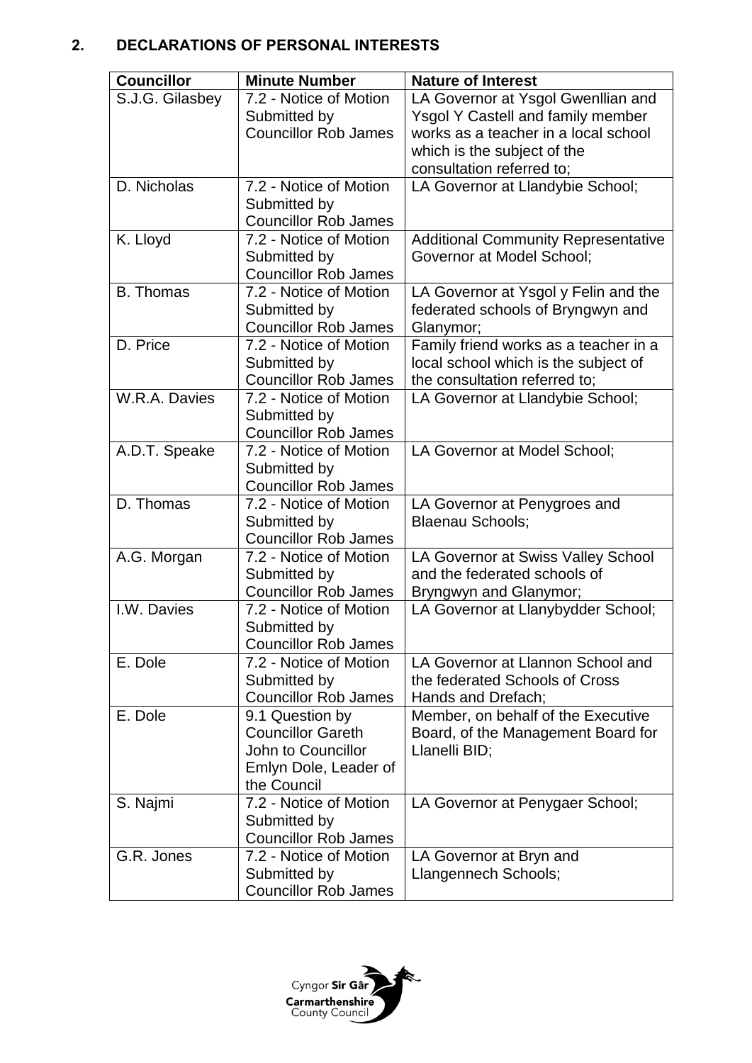## 2. DECLARATIONS OF PERSONAL INTERESTS

| Councillor | Minute Number | Nature of Interest |
|---|---|---|
| S.J.G. Gilasbey | 7.2 - Notice of Motion Submitted by Councillor Rob James | LA Governor at Ysgol Gwenllian and Ysgol Y Castell and family member works as a teacher in a local school which is the subject of the consultation referred to; |
| D. Nicholas | 7.2 - Notice of Motion Submitted by Councillor Rob James | LA Governor at Llandybie School; |
| K. Lloyd | 7.2 - Notice of Motion Submitted by Councillor Rob James | Additional Community Representative Governor at Model School; |
| B. Thomas | 7.2 - Notice of Motion Submitted by Councillor Rob James | LA Governor at Ysgol y Felin and the federated schools of Bryngwyn and Glanymor; |
| D. Price | 7.2 - Notice of Motion Submitted by Councillor Rob James | Family friend works as a teacher in a local school which is the subject of the consultation referred to; |
| W.R.A. Davies | 7.2 - Notice of Motion Submitted by Councillor Rob James | LA Governor at Llandybie School; |
| A.D.T. Speake | 7.2 - Notice of Motion Submitted by Councillor Rob James | LA Governor at Model School; |
| D. Thomas | 7.2 - Notice of Motion Submitted by Councillor Rob James | LA Governor at Penygroes and Blaenau Schools; |
| A.G. Morgan | 7.2 - Notice of Motion Submitted by Councillor Rob James | LA Governor at Swiss Valley School and the federated schools of Bryngwyn and Glanymor; |
| I.W. Davies | 7.2 - Notice of Motion Submitted by Councillor Rob James | LA Governor at Llanybydder School; |
| E. Dole | 7.2 - Notice of Motion Submitted by Councillor Rob James | LA Governor at Llannon School and the federated Schools of Cross Hands and Drefach; |
| E. Dole | 9.1 Question by Councillor Gareth John to Councillor Emlyn Dole, Leader of the Council | Member, on behalf of the Executive Board, of the Management Board for Llanelli BID; |
| S. Najmi | 7.2 - Notice of Motion Submitted by Councillor Rob James | LA Governor at Penygaer School; |
| G.R. Jones | 7.2 - Notice of Motion Submitted by Councillor Rob James | LA Governor at Bryn and Llangennech Schools; |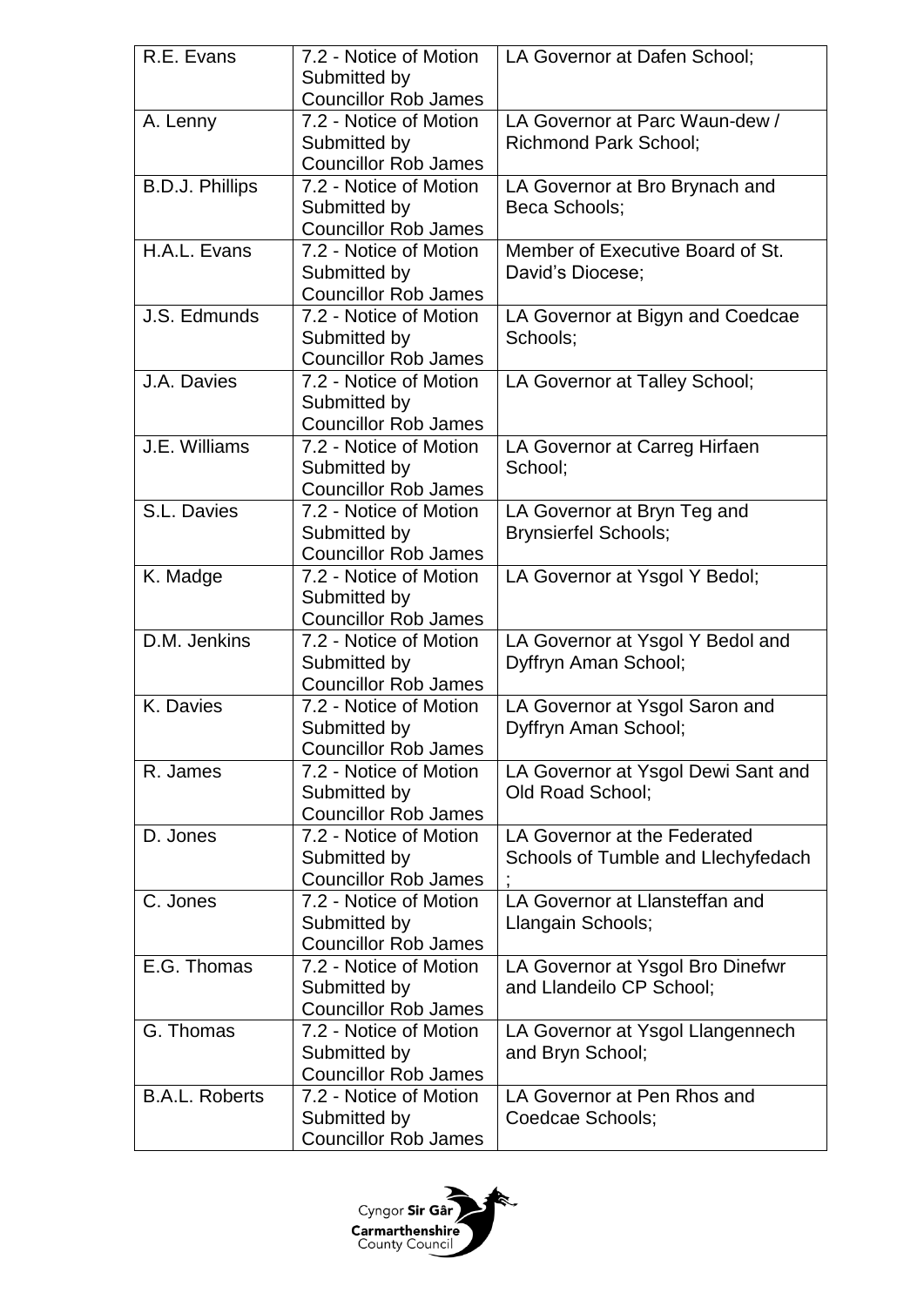| R.E. Evans | 7.2 - Notice of Motion Submitted by Councillor Rob James | LA Governor at Dafen School; |
|---|---|---|
| A. Lenny | 7.2 - Notice of Motion Submitted by Councillor Rob James | LA Governor at Parc Waun-dew / Richmond Park School; |
| B.D.J. Phillips | 7.2 - Notice of Motion Submitted by Councillor Rob James | LA Governor at Bro Brynach and Beca Schools; |
| H.A.L. Evans | 7.2 - Notice of Motion Submitted by Councillor Rob James | Member of Executive Board of St. David's Diocese; |
| J.S. Edmunds | 7.2 - Notice of Motion Submitted by Councillor Rob James | LA Governor at Bigyn and Coedcae Schools; |
| J.A. Davies | 7.2 - Notice of Motion Submitted by Councillor Rob James | LA Governor at Talley School; |
| J.E. Williams | 7.2 - Notice of Motion Submitted by Councillor Rob James | LA Governor at Carreg Hirfaen School; |
| S.L. Davies | 7.2 - Notice of Motion Submitted by Councillor Rob James | LA Governor at Bryn Teg and Brynsierfel Schools; |
| K. Madge | 7.2 - Notice of Motion Submitted by Councillor Rob James | LA Governor at Ysgol Y Bedol; |
| D.M. Jenkins | 7.2 - Notice of Motion Submitted by Councillor Rob James | LA Governor at Ysgol Y Bedol and Dyffryn Aman School; |
| K. Davies | 7.2 - Notice of Motion Submitted by Councillor Rob James | LA Governor at Ysgol Saron and Dyffryn Aman School; |
| R. James | 7.2 - Notice of Motion Submitted by Councillor Rob James | LA Governor at Ysgol Dewi Sant and Old Road School; |
| D. Jones | 7.2 - Notice of Motion Submitted by Councillor Rob James | LA Governor at the Federated Schools of Tumble and Llechyfedach ; |
| C. Jones | 7.2 - Notice of Motion Submitted by Councillor Rob James | LA Governor at Llansteffan and Llangain Schools; |
| E.G. Thomas | 7.2 - Notice of Motion Submitted by Councillor Rob James | LA Governor at Ysgol Bro Dinefwr and Llandeilo CP School; |
| G. Thomas | 7.2 - Notice of Motion Submitted by Councillor Rob James | LA Governor at Ysgol Llangennech and Bryn School; |
| B.A.L. Roberts | 7.2 - Notice of Motion Submitted by Councillor Rob James | LA Governor at Pen Rhos and Coedcae Schools; |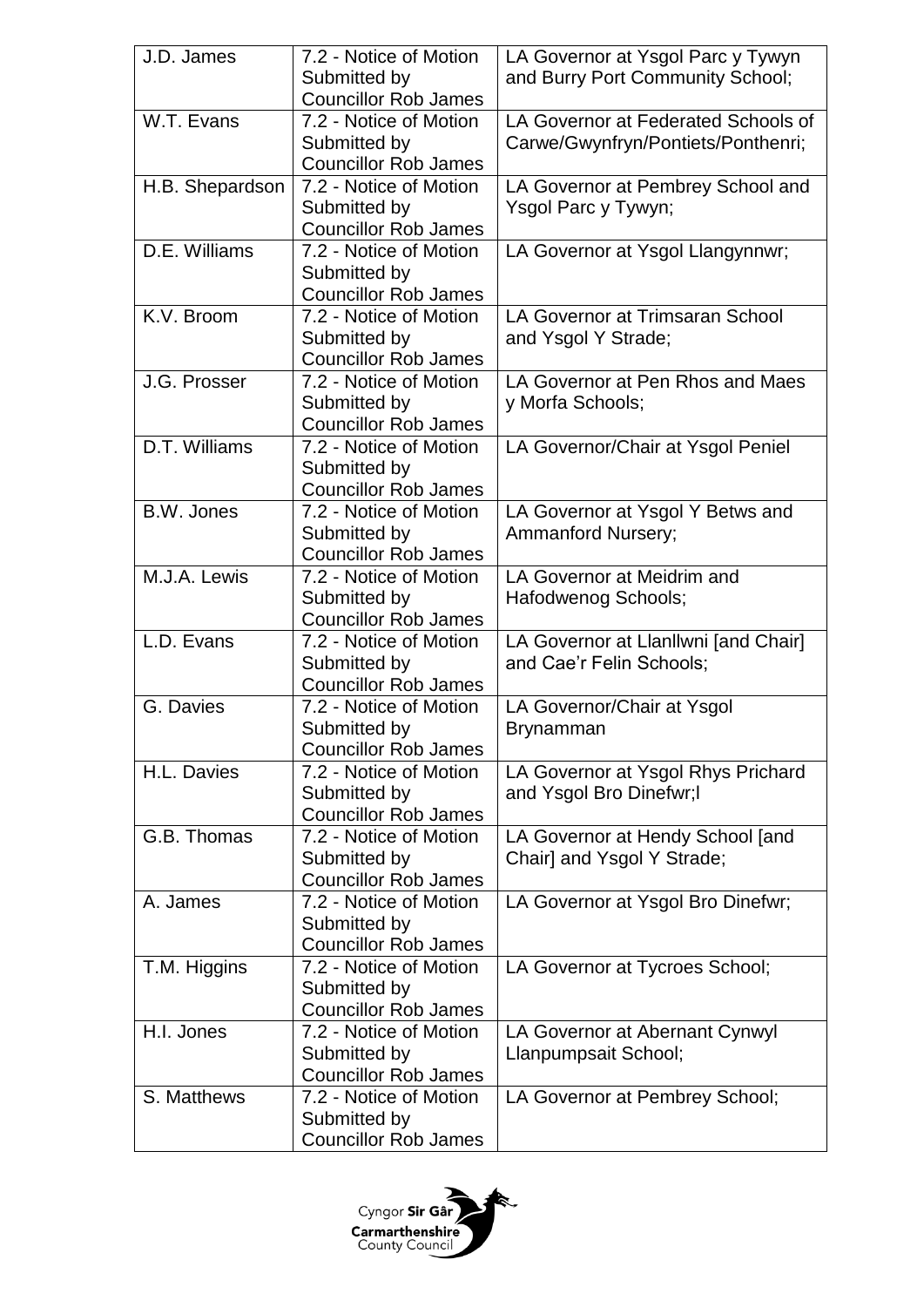| J.D. James | 7.2 - Notice of Motion Submitted by Councillor Rob James | LA Governor at Ysgol Parc y Tywyn and Burry Port Community School; |
|---|---|---|
| W.T. Evans | 7.2 - Notice of Motion Submitted by Councillor Rob James | LA Governor at Federated Schools of Carwe/Gwynfryn/Pontiets/Ponthenri; |
| H.B. Shepardson | 7.2 - Notice of Motion Submitted by Councillor Rob James | LA Governor at Pembrey School and Ysgol Parc y Tywyn; |
| D.E. Williams | 7.2 - Notice of Motion Submitted by Councillor Rob James | LA Governor at Ysgol Llangynnwr; |
| K.V. Broom | 7.2 - Notice of Motion Submitted by Councillor Rob James | LA Governor at Trimsaran School and Ysgol Y Strade; |
| J.G. Prosser | 7.2 - Notice of Motion Submitted by Councillor Rob James | LA Governor at Pen Rhos and Maes y Morfa Schools; |
| D.T. Williams | 7.2 - Notice of Motion Submitted by Councillor Rob James | LA Governor/Chair at Ysgol Peniel |
| B.W. Jones | 7.2 - Notice of Motion Submitted by Councillor Rob James | LA Governor at Ysgol Y Betws and Ammanford Nursery; |
| M.J.A. Lewis | 7.2 - Notice of Motion Submitted by Councillor Rob James | LA Governor at Meidrim and Hafodwenog Schools; |
| L.D. Evans | 7.2 - Notice of Motion Submitted by Councillor Rob James | LA Governor at Llanllwni [and Chair] and Cae'r Felin Schools; |
| G. Davies | 7.2 - Notice of Motion Submitted by Councillor Rob James | LA Governor/Chair at Ysgol Brynamman |
| H.L. Davies | 7.2 - Notice of Motion Submitted by Councillor Rob James | LA Governor at Ysgol Rhys Prichard and Ysgol Bro Dinefwr;l |
| G.B. Thomas | 7.2 - Notice of Motion Submitted by Councillor Rob James | LA Governor at Hendy School [and Chair] and Ysgol Y Strade; |
| A. James | 7.2 - Notice of Motion Submitted by Councillor Rob James | LA Governor at Ysgol Bro Dinefwr; |
| T.M. Higgins | 7.2 - Notice of Motion Submitted by Councillor Rob James | LA Governor at Tycroes School; |
| H.I. Jones | 7.2 - Notice of Motion Submitted by Councillor Rob James | LA Governor at Abernant Cynwyl Llanpumpsait School; |
| S. Matthews | 7.2 - Notice of Motion Submitted by Councillor Rob James | LA Governor at Pembrey School; |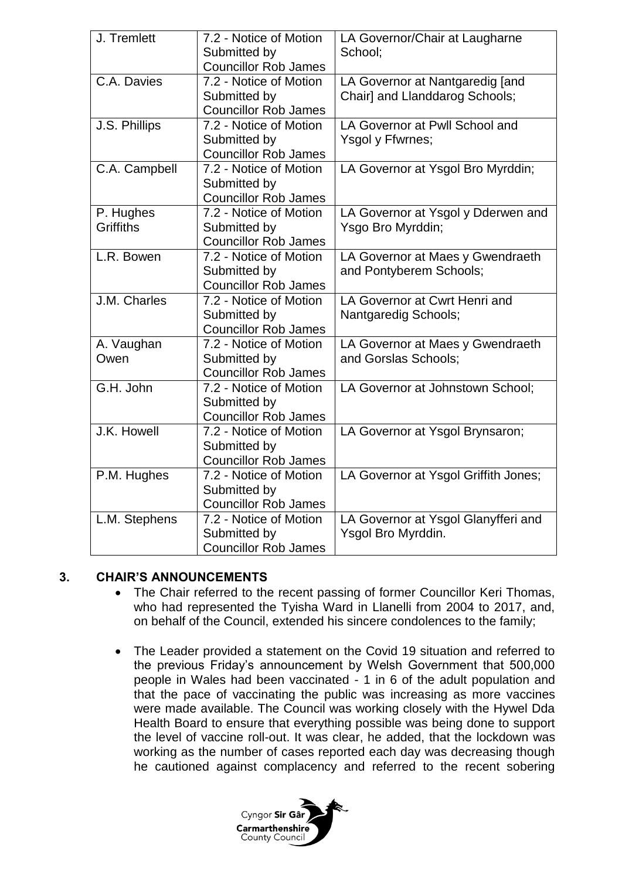| J. Tremlett | 7.2 - Notice of Motion Submitted by Councillor Rob James | LA Governor/Chair at Laugharne School; |
|---|---|---|
| C.A. Davies | 7.2 - Notice of Motion Submitted by Councillor Rob James | LA Governor at Nantgaredig [and Chair] and Llanddarog Schools; |
| J.S. Phillips | 7.2 - Notice of Motion Submitted by Councillor Rob James | LA Governor at Pwll School and Ysgol y Ffwrnes; |
| C.A. Campbell | 7.2 - Notice of Motion Submitted by Councillor Rob James | LA Governor at Ysgol Bro Myrddin; |
| P. Hughes Griffiths | 7.2 - Notice of Motion Submitted by Councillor Rob James | LA Governor at Ysgol y Dderwen and Ysgo Bro Myrddin; |
| L.R. Bowen | 7.2 - Notice of Motion Submitted by Councillor Rob James | LA Governor at Maes y Gwendraeth and Pontyberem Schools; |
| J.M. Charles | 7.2 - Notice of Motion Submitted by Councillor Rob James | LA Governor at Cwrt Henri and Nantgaredig Schools; |
| A. Vaughan Owen | 7.2 - Notice of Motion Submitted by Councillor Rob James | LA Governor at Maes y Gwendraeth and Gorslas Schools; |
| G.H. John | 7.2 - Notice of Motion Submitted by Councillor Rob James | LA Governor at Johnstown School; |
| J.K. Howell | 7.2 - Notice of Motion Submitted by Councillor Rob James | LA Governor at Ysgol Brynsaron; |
| P.M. Hughes | 7.2 - Notice of Motion Submitted by Councillor Rob James | LA Governor at Ysgol Griffith Jones; |
| L.M. Stephens | 7.2 - Notice of Motion Submitted by Councillor Rob James | LA Governor at Ysgol Glanyfferi and Ysgol Bro Myrddin. |

## 3. CHAIR'S ANNOUNCEMENTS

- The Chair referred to the recent passing of former Councillor Keri Thomas, who had represented the Tyisha Ward in Llanelli from 2004 to 2017, and, on behalf of the Council, extended his sincere condolences to the family;

- The Leader provided a statement on the Covid 19 situation and referred to the previous Friday's announcement by Welsh Government that 500,000 people in Wales had been vaccinated - 1 in 6 of the adult population and that the pace of vaccinating the public was increasing as more vaccines were made available. The Council was working closely with the Hywel Dda Health Board to ensure that everything possible was being done to support the level of vaccine roll-out. It was clear, he added, that the lockdown was working as the number of cases reported each day was decreasing though he cautioned against complacency and referred to the recent sobering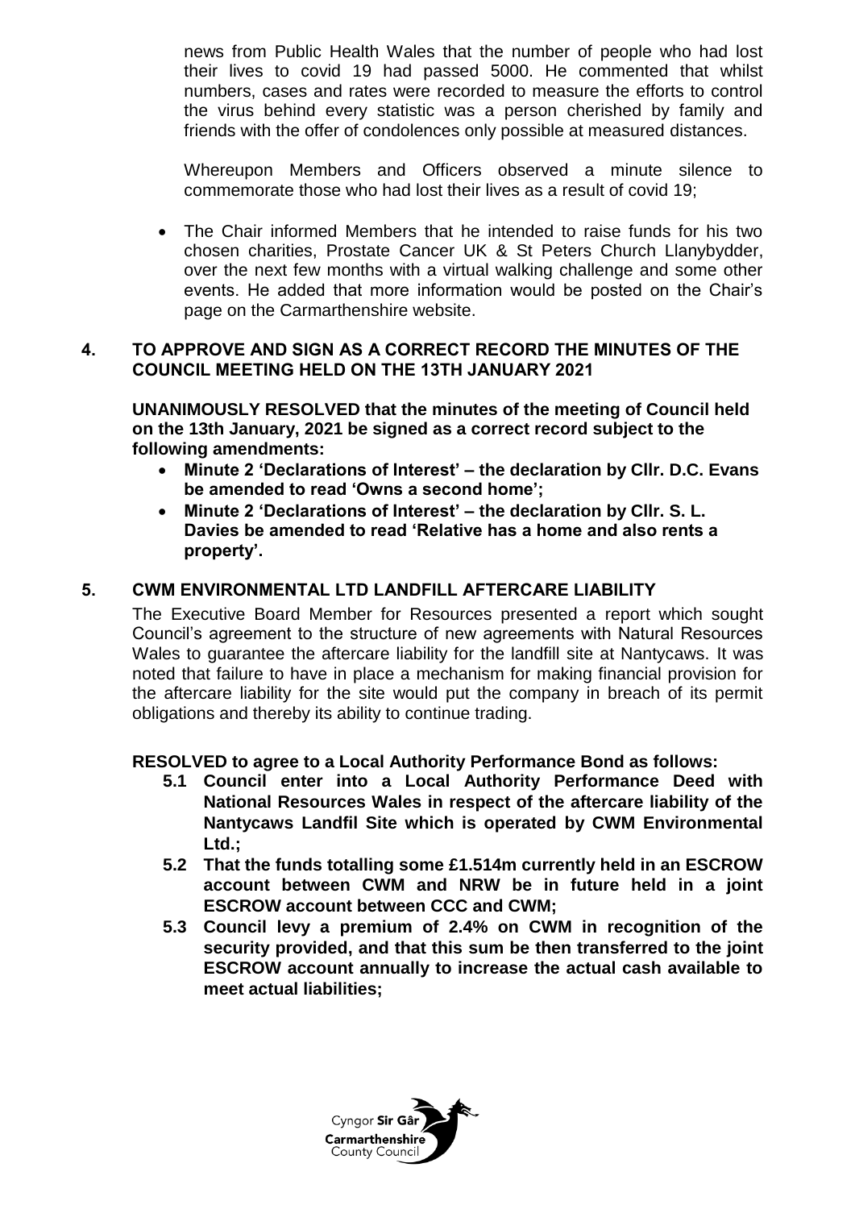news from Public Health Wales that the number of people who had lost their lives to covid 19 had passed 5000. He commented that whilst numbers, cases and rates were recorded to measure the efforts to control the virus behind every statistic was a person cherished by family and friends with the offer of condolences only possible at measured distances.

Whereupon Members and Officers observed a minute silence to commemorate those who had lost their lives as a result of covid 19;

- The Chair informed Members that he intended to raise funds for his two chosen charities, Prostate Cancer UK & St Peters Church Llanybydder, over the next few months with a virtual walking challenge and some other events. He added that more information would be posted on the Chair's page on the Carmarthenshire website.

## 4. TO APPROVE AND SIGN AS A CORRECT RECORD THE MINUTES OF THE COUNCIL MEETING HELD ON THE 13TH JANUARY 2021

**UNANIMOUSLY RESOLVED that the minutes of the meeting of Council held on the 13th January, 2021 be signed as a correct record subject to the following amendments:**

- **Minute 2 'Declarations of Interest' – the declaration by Cllr. D.C. Evans be amended to read 'Owns a second home';**
- **Minute 2 'Declarations of Interest' – the declaration by Cllr. S. L. Davies be amended to read 'Relative has a home and also rents a property'.**

## 5. CWM ENVIRONMENTAL LTD LANDFILL AFTERCARE LIABILITY

The Executive Board Member for Resources presented a report which sought Council's agreement to the structure of new agreements with Natural Resources Wales to guarantee the aftercare liability for the landfill site at Nantycaws. It was noted that failure to have in place a mechanism for making financial provision for the aftercare liability for the site would put the company in breach of its permit obligations and thereby its ability to continue trading.

**RESOLVED to agree to a Local Authority Performance Bond as follows:**

**5.1 Council enter into a Local Authority Performance Deed with National Resources Wales in respect of the aftercare liability of the Nantycaws Landfil Site which is operated by CWM Environmental Ltd.;**

**5.2 That the funds totalling some £1.514m currently held in an ESCROW account between CWM and NRW be in future held in a joint ESCROW account between CCC and CWM;**

**5.3 Council levy a premium of 2.4% on CWM in recognition of the security provided, and that this sum be then transferred to the joint ESCROW account annually to increase the actual cash available to meet actual liabilities;**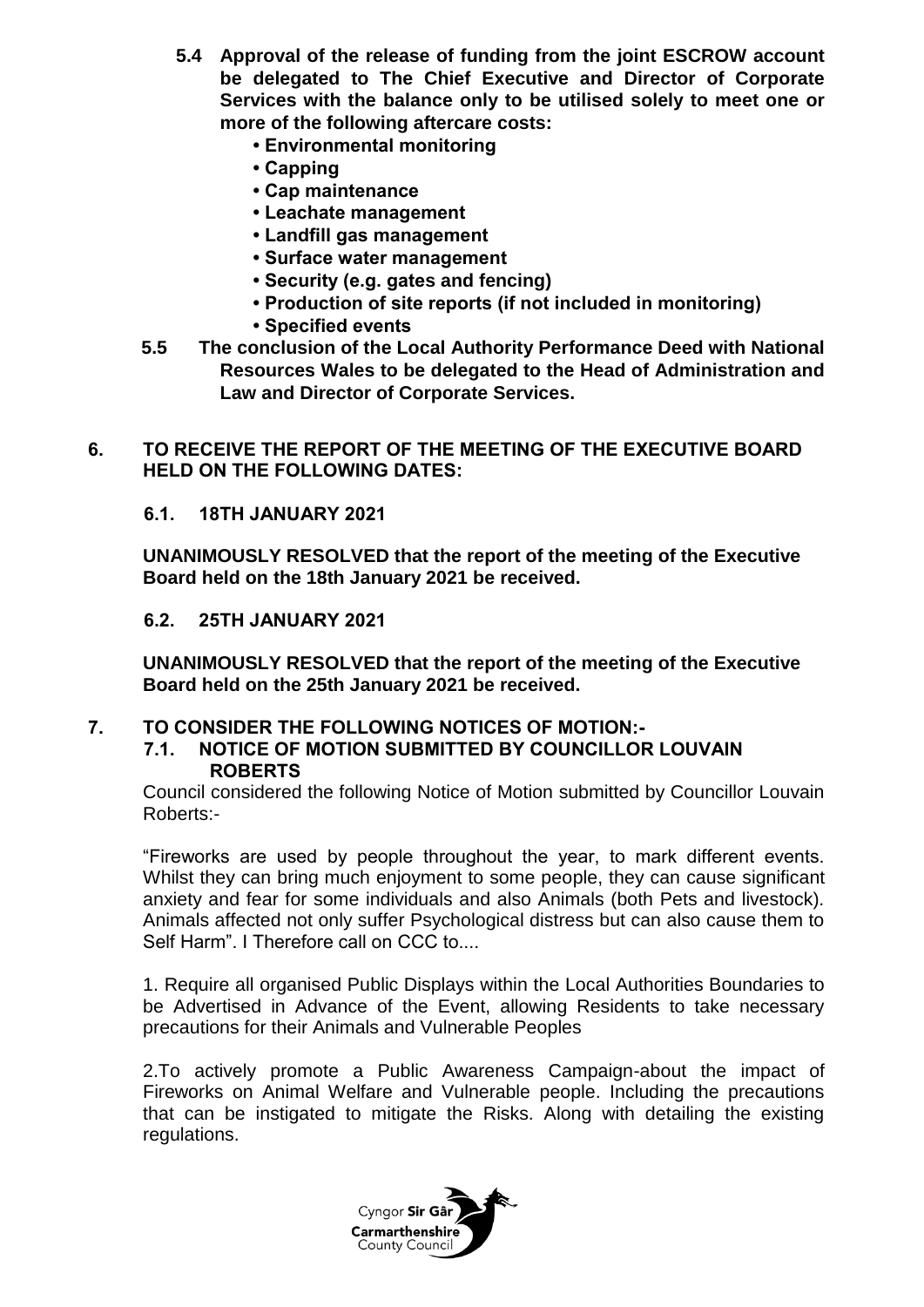**5.4 Approval of the release of funding from the joint ESCROW account be delegated to The Chief Executive and Director of Corporate Services with the balance only to be utilised solely to meet one or more of the following aftercare costs:**

- **Environmental monitoring**
- **Capping**
- **Cap maintenance**
- **Leachate management**
- **Landfill gas management**
- **Surface water management**
- **Security (e.g. gates and fencing)**
- **Production of site reports (if not included in monitoring)**
- **Specified events**

**5.5 The conclusion of the Local Authority Performance Deed with National Resources Wales to be delegated to the Head of Administration and Law and Director of Corporate Services.**

## 6. TO RECEIVE THE REPORT OF THE MEETING OF THE EXECUTIVE BOARD HELD ON THE FOLLOWING DATES:

### 6.1. 18TH JANUARY 2021

**UNANIMOUSLY RESOLVED that the report of the meeting of the Executive Board held on the 18th January 2021 be received.**

### 6.2. 25TH JANUARY 2021

**UNANIMOUSLY RESOLVED that the report of the meeting of the Executive Board held on the 25th January 2021 be received.**

## 7. TO CONSIDER THE FOLLOWING NOTICES OF MOTION:-

### 7.1. NOTICE OF MOTION SUBMITTED BY COUNCILLOR LOUVAIN ROBERTS

Council considered the following Notice of Motion submitted by Councillor Louvain Roberts:-

"Fireworks are used by people throughout the year, to mark different events. Whilst they can bring much enjoyment to some people, they can cause significant anxiety and fear for some individuals and also Animals (both Pets and livestock). Animals affected not only suffer Psychological distress but can also cause them to Self Harm". I Therefore call on CCC to....

1. Require all organised Public Displays within the Local Authorities Boundaries to be Advertised in Advance of the Event, allowing Residents to take necessary precautions for their Animals and Vulnerable Peoples

2.To actively promote a Public Awareness Campaign-about the impact of Fireworks on Animal Welfare and Vulnerable people. Including the precautions that can be instigated to mitigate the Risks. Along with detailing the existing regulations.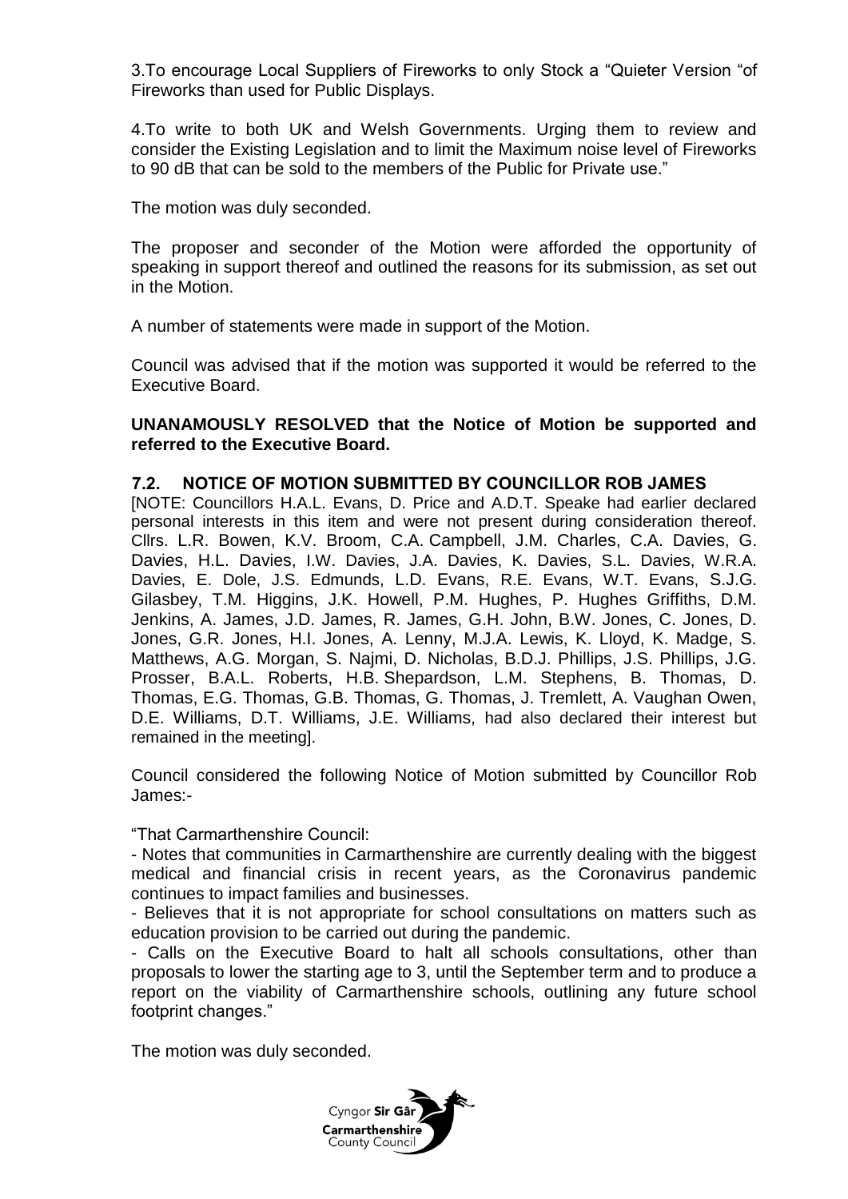3.To encourage Local Suppliers of Fireworks to only Stock a "Quieter Version "of Fireworks than used for Public Displays.

4.To write to both UK and Welsh Governments. Urging them to review and consider the Existing Legislation and to limit the Maximum noise level of Fireworks to 90 dB that can be sold to the members of the Public for Private use."

The motion was duly seconded.

The proposer and seconder of the Motion were afforded the opportunity of speaking in support thereof and outlined the reasons for its submission, as set out in the Motion.

A number of statements were made in support of the Motion.

Council was advised that if the motion was supported it would be referred to the Executive Board.

**UNANAMOUSLY RESOLVED that the Notice of Motion be supported and referred to the Executive Board.**

### 7.2. NOTICE OF MOTION SUBMITTED BY COUNCILLOR ROB JAMES

[NOTE: Councillors H.A.L. Evans, D. Price and A.D.T. Speake had earlier declared personal interests in this item and were not present during consideration thereof. Cllrs. L.R. Bowen, K.V. Broom, C.A. Campbell, J.M. Charles, C.A. Davies, G. Davies, H.L. Davies, I.W. Davies, J.A. Davies, K. Davies, S.L. Davies, W.R.A. Davies, E. Dole, J.S. Edmunds, L.D. Evans, R.E. Evans, W.T. Evans, S.J.G. Gilasbey, T.M. Higgins, J.K. Howell, P.M. Hughes, P. Hughes Griffiths, D.M. Jenkins, A. James, J.D. James, R. James, G.H. John, B.W. Jones, C. Jones, D. Jones, G.R. Jones, H.I. Jones, A. Lenny, M.J.A. Lewis, K. Lloyd, K. Madge, S. Matthews, A.G. Morgan, S. Najmi, D. Nicholas, B.D.J. Phillips, J.S. Phillips, J.G. Prosser, B.A.L. Roberts, H.B. Shepardson, L.M. Stephens, B. Thomas, D. Thomas, E.G. Thomas, G.B. Thomas, G. Thomas, J. Tremlett, A. Vaughan Owen, D.E. Williams, D.T. Williams, J.E. Williams, had also declared their interest but remained in the meeting].

Council considered the following Notice of Motion submitted by Councillor Rob James:-

"That Carmarthenshire Council:

- Notes that communities in Carmarthenshire are currently dealing with the biggest medical and financial crisis in recent years, as the Coronavirus pandemic continues to impact families and businesses.
- Believes that it is not appropriate for school consultations on matters such as education provision to be carried out during the pandemic.
- Calls on the Executive Board to halt all schools consultations, other than proposals to lower the starting age to 3, until the September term and to produce a report on the viability of Carmarthenshire schools, outlining any future school footprint changes."

The motion was duly seconded.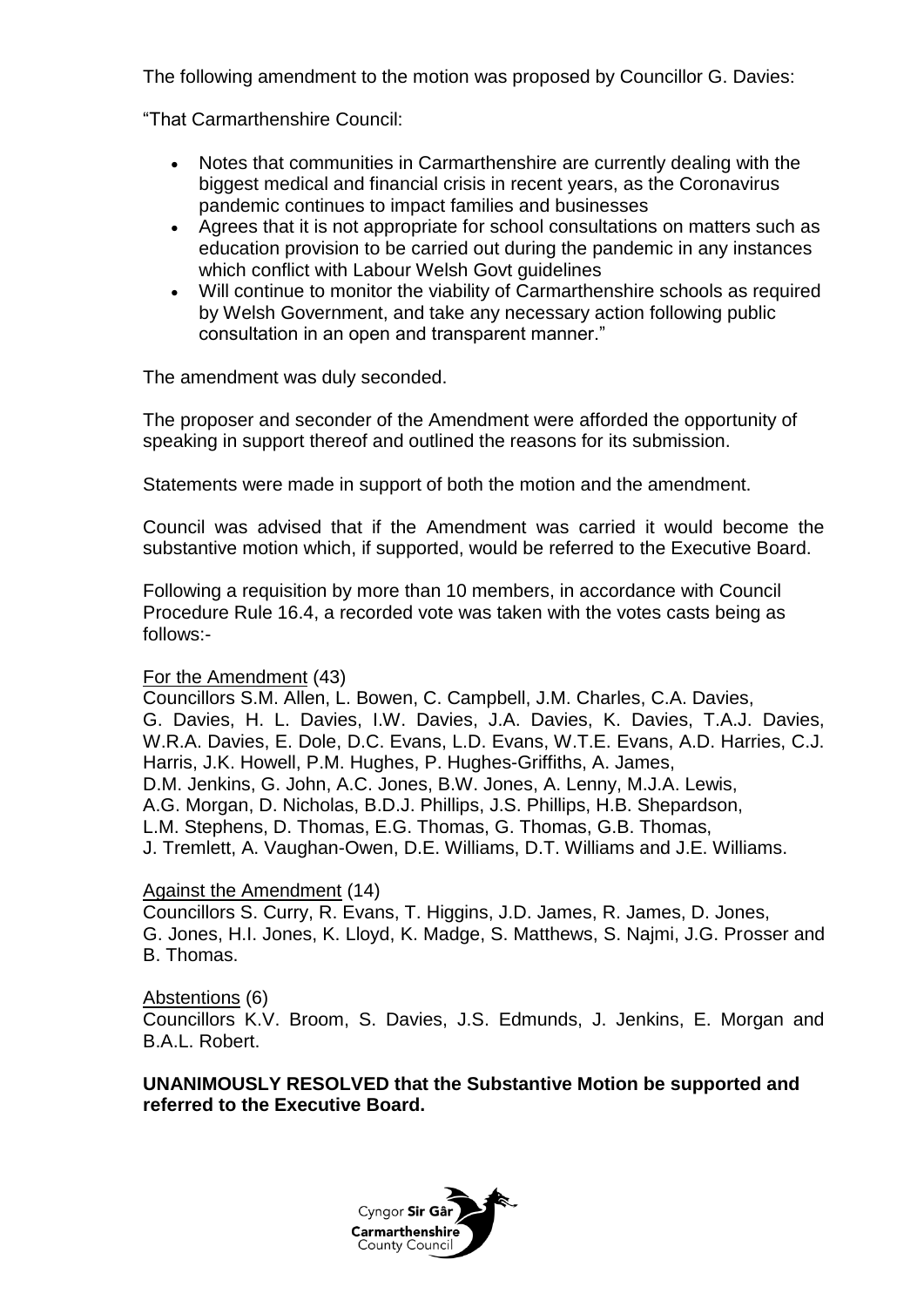The following amendment to the motion was proposed by Councillor G. Davies:

"That Carmarthenshire Council:

- Notes that communities in Carmarthenshire are currently dealing with the biggest medical and financial crisis in recent years, as the Coronavirus pandemic continues to impact families and businesses
- Agrees that it is not appropriate for school consultations on matters such as education provision to be carried out during the pandemic in any instances which conflict with Labour Welsh Govt guidelines
- Will continue to monitor the viability of Carmarthenshire schools as required by Welsh Government, and take any necessary action following public consultation in an open and transparent manner."

The amendment was duly seconded.

The proposer and seconder of the Amendment were afforded the opportunity of speaking in support thereof and outlined the reasons for its submission.

Statements were made in support of both the motion and the amendment.

Council was advised that if the Amendment was carried it would become the substantive motion which, if supported, would be referred to the Executive Board.

Following a requisition by more than 10 members, in accordance with Council Procedure Rule 16.4, a recorded vote was taken with the votes casts being as follows:-

For the Amendment (43)
Councillors S.M. Allen, L. Bowen, C. Campbell, J.M. Charles, C.A. Davies, G. Davies, H. L. Davies, I.W. Davies, J.A. Davies, K. Davies, T.A.J. Davies, W.R.A. Davies, E. Dole, D.C. Evans, L.D. Evans, W.T.E. Evans, A.D. Harries, C.J. Harris, J.K. Howell, P.M. Hughes, P. Hughes-Griffiths, A. James, D.M. Jenkins, G. John, A.C. Jones, B.W. Jones, A. Lenny, M.J.A. Lewis, A.G. Morgan, D. Nicholas, B.D.J. Phillips, J.S. Phillips, H.B. Shepardson, L.M. Stephens, D. Thomas, E.G. Thomas, G. Thomas, G.B. Thomas, J. Tremlett, A. Vaughan-Owen, D.E. Williams, D.T. Williams and J.E. Williams.

Against the Amendment (14)
Councillors S. Curry, R. Evans, T. Higgins, J.D. James, R. James, D. Jones, G. Jones, H.I. Jones, K. Lloyd, K. Madge, S. Matthews, S. Najmi, J.G. Prosser and B. Thomas.

Abstentions (6)
Councillors K.V. Broom, S. Davies, J.S. Edmunds, J. Jenkins, E. Morgan and B.A.L. Robert.

**UNANIMOUSLY RESOLVED that the Substantive Motion be supported and referred to the Executive Board.**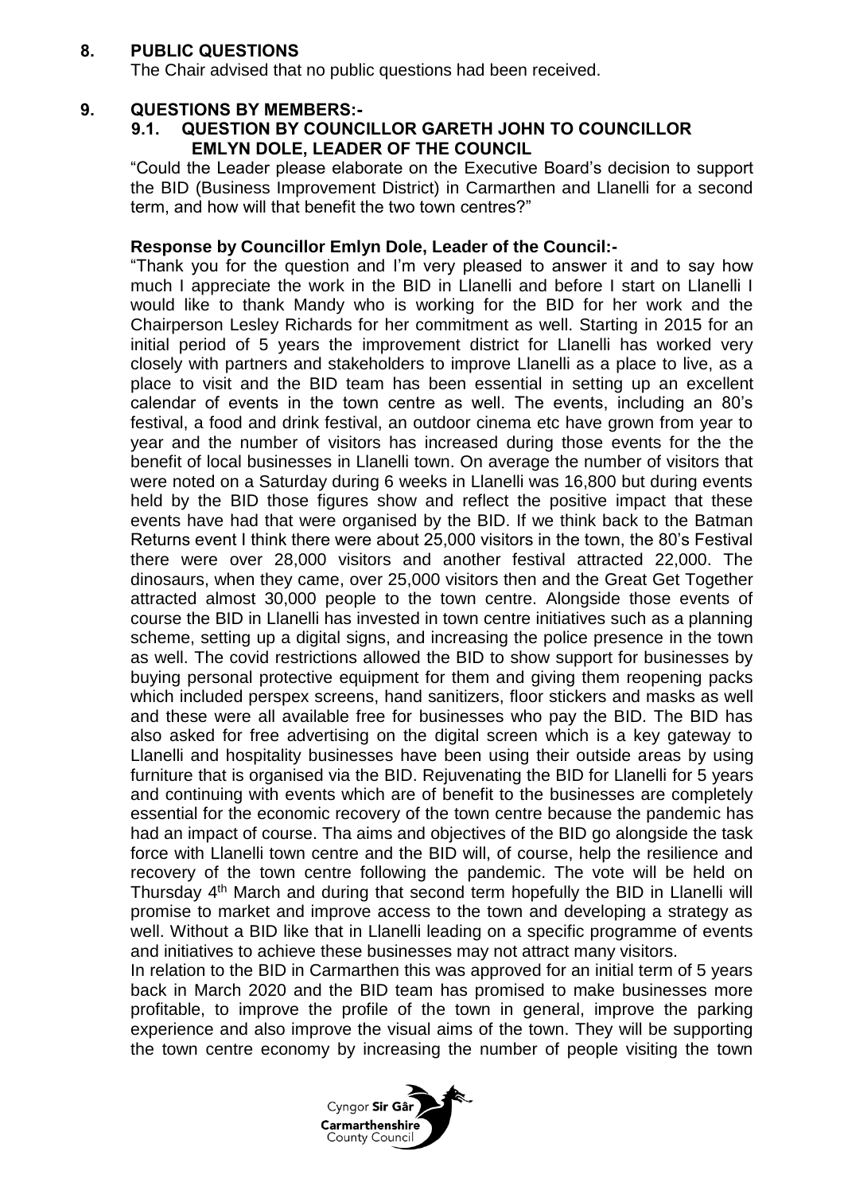## 8. PUBLIC QUESTIONS

The Chair advised that no public questions had been received.

## 9. QUESTIONS BY MEMBERS:-

### 9.1. QUESTION BY COUNCILLOR GARETH JOHN TO COUNCILLOR EMLYN DOLE, LEADER OF THE COUNCIL

"Could the Leader please elaborate on the Executive Board's decision to support the BID (Business Improvement District) in Carmarthen and Llanelli for a second term, and how will that benefit the two town centres?"

**Response by Councillor Emlyn Dole, Leader of the Council:-**

"Thank you for the question and I'm very pleased to answer it and to say how much I appreciate the work in the BID in Llanelli and before I start on Llanelli I would like to thank Mandy who is working for the BID for her work and the Chairperson Lesley Richards for her commitment as well. Starting in 2015 for an initial period of 5 years the improvement district for Llanelli has worked very closely with partners and stakeholders to improve Llanelli as a place to live, as a place to visit and the BID team has been essential in setting up an excellent calendar of events in the town centre as well. The events, including an 80's festival, a food and drink festival, an outdoor cinema etc have grown from year to year and the number of visitors has increased during those events for the the benefit of local businesses in Llanelli town. On average the number of visitors that were noted on a Saturday during 6 weeks in Llanelli was 16,800 but during events held by the BID those figures show and reflect the positive impact that these events have had that were organised by the BID. If we think back to the Batman Returns event I think there were about 25,000 visitors in the town, the 80's Festival there were over 28,000 visitors and another festival attracted 22,000. The dinosaurs, when they came, over 25,000 visitors then and the Great Get Together attracted almost 30,000 people to the town centre. Alongside those events of course the BID in Llanelli has invested in town centre initiatives such as a planning scheme, setting up a digital signs, and increasing the police presence in the town as well. The covid restrictions allowed the BID to show support for businesses by buying personal protective equipment for them and giving them reopening packs which included perspex screens, hand sanitizers, floor stickers and masks as well and these were all available free for businesses who pay the BID. The BID has also asked for free advertising on the digital screen which is a key gateway to Llanelli and hospitality businesses have been using their outside areas by using furniture that is organised via the BID. Rejuvenating the BID for Llanelli for 5 years and continuing with events which are of benefit to the businesses are completely essential for the economic recovery of the town centre because the pandemic has had an impact of course. Tha aims and objectives of the BID go alongside the task force with Llanelli town centre and the BID will, of course, help the resilience and recovery of the town centre following the pandemic. The vote will be held on Thursday 4th March and during that second term hopefully the BID in Llanelli will promise to market and improve access to the town and developing a strategy as well. Without a BID like that in Llanelli leading on a specific programme of events and initiatives to achieve these businesses may not attract many visitors.

In relation to the BID in Carmarthen this was approved for an initial term of 5 years back in March 2020 and the BID team has promised to make businesses more profitable, to improve the profile of the town in general, improve the parking experience and also improve the visual aims of the town. They will be supporting the town centre economy by increasing the number of people visiting the town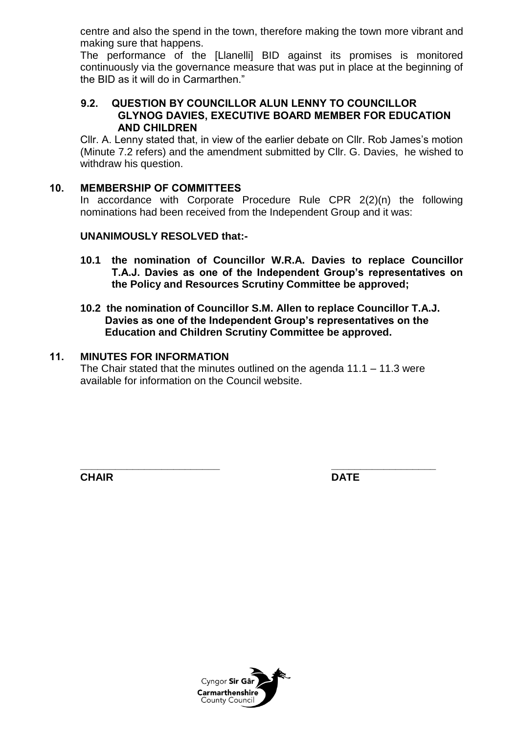centre and also the spend in the town, therefore making the town more vibrant and making sure that happens.

The performance of the [Llanelli] BID against its promises is monitored continuously via the governance measure that was put in place at the beginning of the BID as it will do in Carmarthen."

### 9.2. QUESTION BY COUNCILLOR ALUN LENNY TO COUNCILLOR GLYNOG DAVIES, EXECUTIVE BOARD MEMBER FOR EDUCATION AND CHILDREN

Cllr. A. Lenny stated that, in view of the earlier debate on Cllr. Rob James's motion (Minute 7.2 refers) and the amendment submitted by Cllr. G. Davies, he wished to withdraw his question.

## 10. MEMBERSHIP OF COMMITTEES

In accordance with Corporate Procedure Rule CPR 2(2)(n) the following nominations had been received from the Independent Group and it was:

**UNANIMOUSLY RESOLVED that:-**

**10.1 the nomination of Councillor W.R.A. Davies to replace Councillor T.A.J. Davies as one of the Independent Group's representatives on the Policy and Resources Scrutiny Committee be approved;**

**10.2 the nomination of Councillor S.M. Allen to replace Councillor T.A.J. Davies as one of the Independent Group's representatives on the Education and Children Scrutiny Committee be approved.**

## 11. MINUTES FOR INFORMATION

The Chair stated that the minutes outlined on the agenda 11.1 – 11.3 were available for information on the Council website.

\_\_\_\_\_\_\_\_\_\_\_\_\_\_\_\_\_\_\_\_\_\_\_\_\_ \_\_\_\_\_\_\_\_\_\_\_\_\_\_\_\_\_\_\_\_

**CHAIR** **DATE**

Cyngor **Sir Gâr**
**Carmarthenshire**
County Council